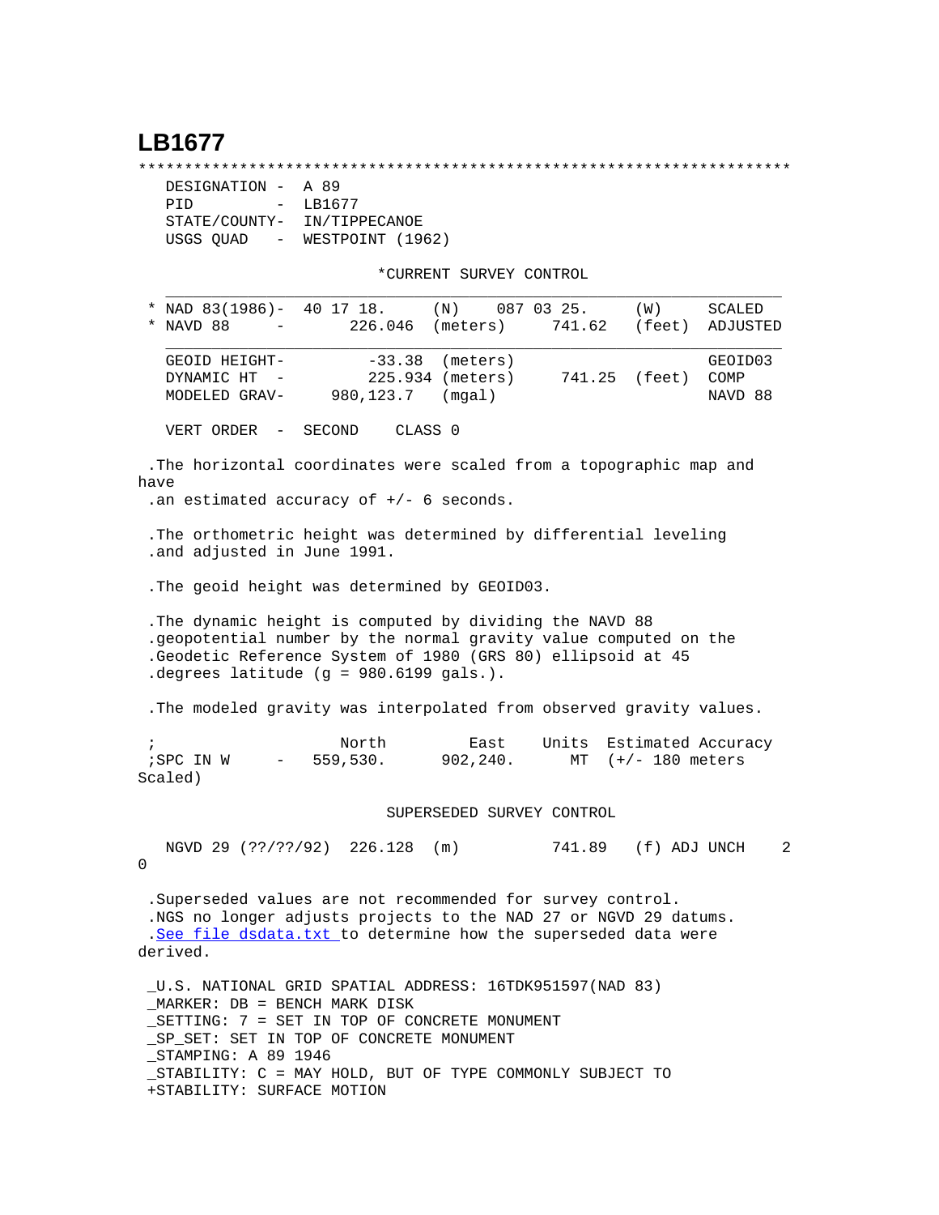# LB1677

```
***********************************************************************
  DESIGNATION -  A 89
  PID         -  LB1677
  STATE/COUNTY-  IN/TIPPECANOE
  USGS QUAD   -  WESTPOINT (1962)

                          *CURRENT SURVEY CONTROL
  ___________________________________________________________________
* NAD 83(1986)-  40 17 18.     (N)    087 03 25.     (W)     SCALED
* NAVD 88     -       226.046  (meters)      741.62   (feet)  ADJUSTED
  ___________________________________________________________________
  GEOID HEIGHT-         -33.38  (meters)                     GEOID03
  DYNAMIC HT  -         225.934 (meters)      741.25  (feet)  COMP
  MODELED GRAV-     980,123.7   (mgal)                       NAVD 88

  VERT ORDER  -  SECOND     CLASS 0

 .The horizontal coordinates were scaled from a topographic map and
have
 .an estimated accuracy of +/- 6 seconds.

 .The orthometric height was determined by differential leveling
 .and adjusted in June 1991.

 .The geoid height was determined by GEOID03.

 .The dynamic height is computed by dividing the NAVD 88
 .geopotential number by the normal gravity value computed on the
 .Geodetic Reference System of 1980 (GRS 80) ellipsoid at 45
 .degrees latitude (g = 980.6199 gals.).

 .The modeled gravity was interpolated from observed gravity values.

 ;                   North         East     Units  Estimated Accuracy
 ;SPC IN W     -   559,530.      902,240.      MT  (+/- 180 meters
Scaled)

                           SUPERSEDED SURVEY CONTROL

  NGVD 29 (??/??/92)  226.128  (m)          741.89   (f) ADJ UNCH    2
0

 .Superseded values are not recommended for survey control.
 .NGS no longer adjusts projects to the NAD 27 or NGVD 29 datums.
 .See file dsdata.txt to determine how the superseded data were
derived.

 _U.S. NATIONAL GRID SPATIAL ADDRESS: 16TDK951597(NAD 83)
 _MARKER: DB = BENCH MARK DISK
 _SETTING: 7 = SET IN TOP OF CONCRETE MONUMENT
 _SP_SET: SET IN TOP OF CONCRETE MONUMENT
 _STAMPING: A 89 1946
 _STABILITY: C = MAY HOLD, BUT OF TYPE COMMONLY SUBJECT TO
 +STABILITY: SURFACE MOTION
```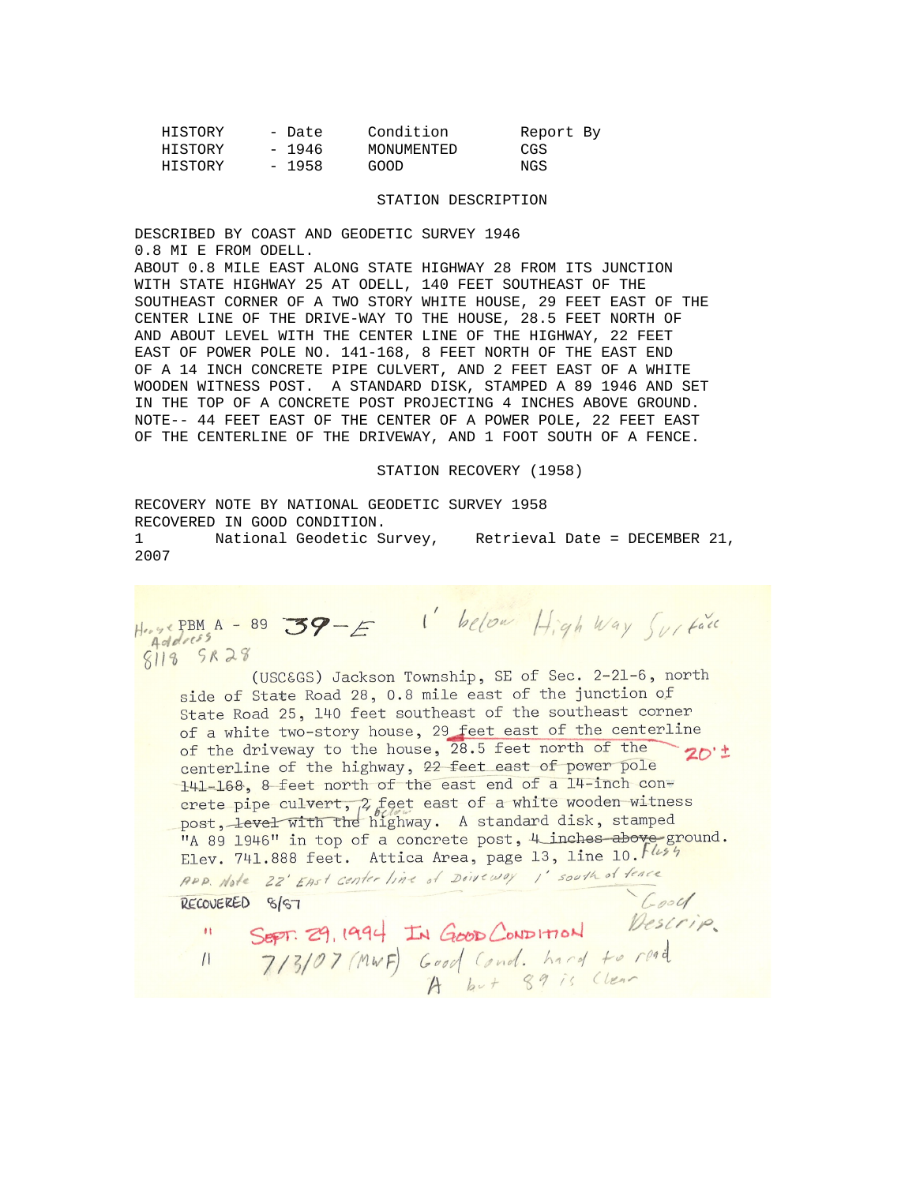| | | | |
|---|---|---|---|
| HISTORY | - Date | Condition | Report By |
| HISTORY | - 1946 | MONUMENTED | CGS |
| HISTORY | - 1958 | GOOD | NGS |

STATION DESCRIPTION

DESCRIBED BY COAST AND GEODETIC SURVEY 1946
0.8 MI E FROM ODELL.
ABOUT 0.8 MILE EAST ALONG STATE HIGHWAY 28 FROM ITS JUNCTION WITH STATE HIGHWAY 25 AT ODELL, 140 FEET SOUTHEAST OF THE SOUTHEAST CORNER OF A TWO STORY WHITE HOUSE, 29 FEET EAST OF THE CENTER LINE OF THE DRIVE-WAY TO THE HOUSE, 28.5 FEET NORTH OF AND ABOUT LEVEL WITH THE CENTER LINE OF THE HIGHWAY, 22 FEET EAST OF POWER POLE NO. 141-168, 8 FEET NORTH OF THE EAST END OF A 14 INCH CONCRETE PIPE CULVERT, AND 2 FEET EAST OF A WHITE WOODEN WITNESS POST. A STANDARD DISK, STAMPED A 89 1946 AND SET IN THE TOP OF A CONCRETE POST PROJECTING 4 INCHES ABOVE GROUND.
NOTE-- 44 FEET EAST OF THE CENTER OF A POWER POLE, 22 FEET EAST OF THE CENTERLINE OF THE DRIVEWAY, AND 1 FOOT SOUTH OF A FENCE.

STATION RECOVERY (1958)

RECOVERY NOTE BY NATIONAL GEODETIC SURVEY 1958
RECOVERED IN GOOD CONDITION.
1 National Geodetic Survey, Retrieval Date = DECEMBER 21, 2007

House Address 8118 SR 28 PBM A - 89 39-E 1' below High Way Surface

(USC&GS) Jackson Township, SE of Sec. 2-21-6, north side of State Road 28, 0.8 mile east of the junction of State Road 25, 140 feet southeast of the southeast corner of a white two-story house, 29 feet east of the centerline of the driveway to the house, 28.5 feet north of the centerline of the highway, ~~22 feet east of power pole 141-168,~~ 8 feet north of the east end of a 14-inch concrete pipe culvert, 2 feet east of a white wooden witness post, ~~level with the~~ 1' below highway. A standard disk, stamped "A 89 1946" in top of a concrete post, ~~4 inches above~~ flush ground. Elev. 741.888 feet. Attica Area, page 13, line 10. 20' ±

App. Note 22' East center line of Driveway 1' south of fence

RECOVERED 8/57 Good Descrip.

" Sept. 29, 1994 In Good Condition

" 7/3/07 (MWF) Good Cond. hard to read A but 89 is Clear